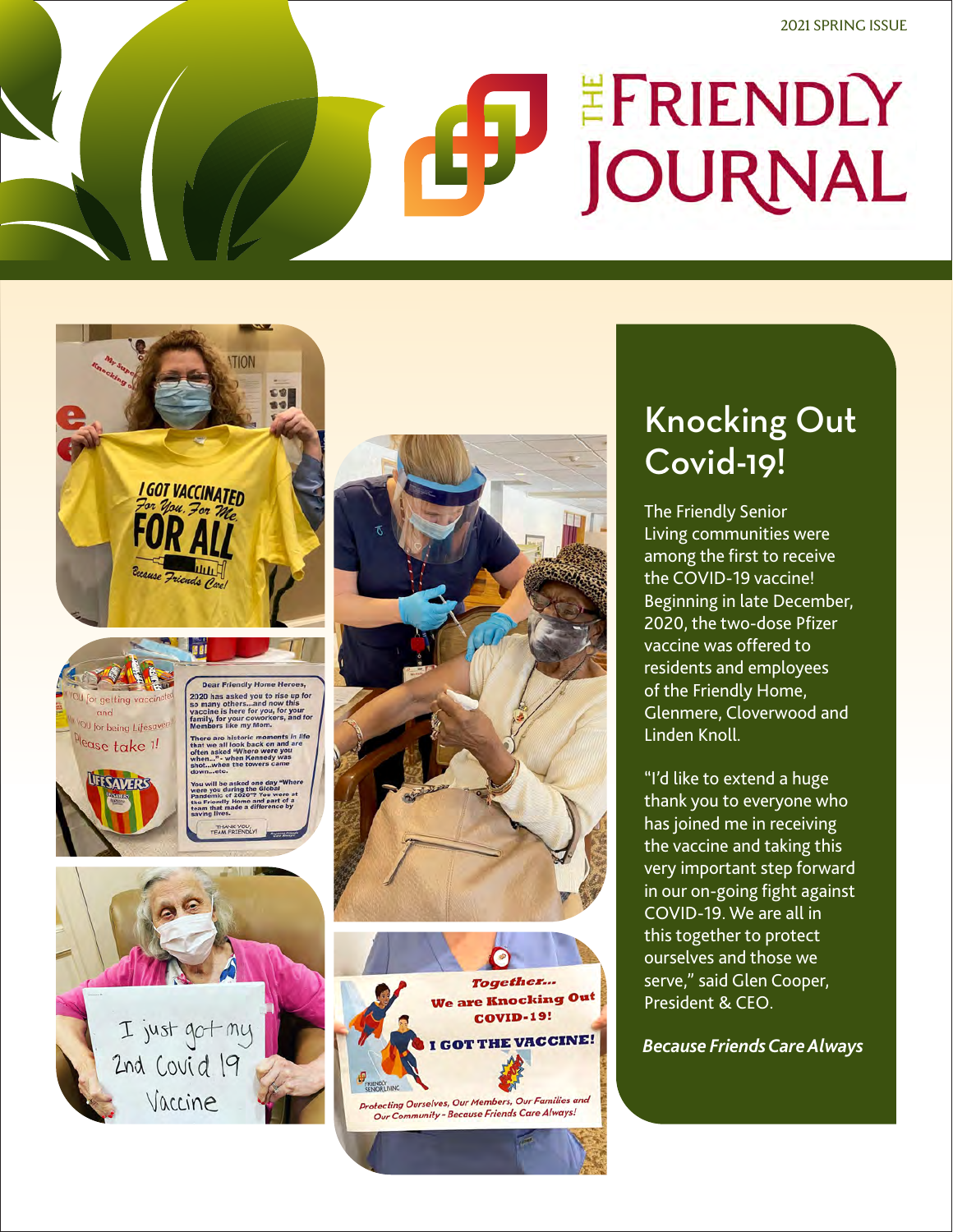2021 SPRING ISSUE

# THE FRIENDLY JOURNAL

## Knocking Out Covid-19!

The Friendly Senior Living communities were among the first to receive the COVID-19 vaccine! Beginning in late December, 2020, the two-dose Pfizer vaccine was offered to residents and employees of the Friendly Home, Glenmere, Cloverwood and Linden Knoll.

"I'd like to extend a huge thank you to everyone who has joined me in receiving the vaccine and taking this very important step forward in our on-going fight against COVID-19. We are all in this together to protect ourselves and those we serve," said Glen Cooper, President & CEO.

***Because Friends Care Always***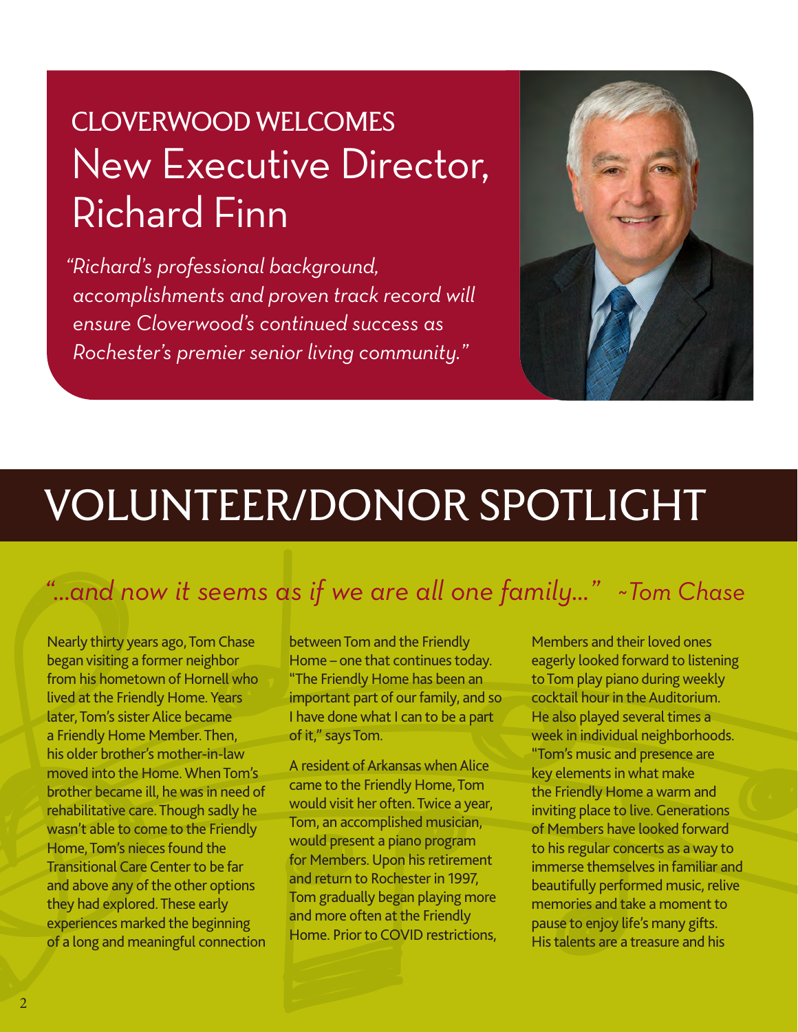## CLOVERWOOD WELCOMES

# New Executive Director, Richard Finn

*"Richard's professional background, accomplishments and proven track record will ensure Cloverwood's continued success as Rochester's premier senior living community."*

# VOLUNTEER/DONOR SPOTLIGHT

## *"...and now it seems as if we are all one family..." ~Tom Chase*

Nearly thirty years ago, Tom Chase began visiting a former neighbor from his hometown of Hornell who lived at the Friendly Home. Years later, Tom's sister Alice became a Friendly Home Member. Then, his older brother's mother-in-law moved into the Home. When Tom's brother became ill, he was in need of rehabilitative care. Though sadly he wasn't able to come to the Friendly Home, Tom's nieces found the Transitional Care Center to be far and above any of the other options they had explored. These early experiences marked the beginning of a long and meaningful connection between Tom and the Friendly Home – one that continues today. "The Friendly Home has been an important part of our family, and so I have done what I can to be a part of it," says Tom.

A resident of Arkansas when Alice came to the Friendly Home, Tom would visit her often. Twice a year, Tom, an accomplished musician, would present a piano program for Members. Upon his retirement and return to Rochester in 1997, Tom gradually began playing more and more often at the Friendly Home. Prior to COVID restrictions, Members and their loved ones eagerly looked forward to listening to Tom play piano during weekly cocktail hour in the Auditorium. He also played several times a week in individual neighborhoods. "Tom's music and presence are key elements in what make the Friendly Home a warm and inviting place to live. Generations of Members have looked forward to his regular concerts as a way to immerse themselves in familiar and beautifully performed music, relive memories and take a moment to pause to enjoy life's many gifts. His talents are a treasure and his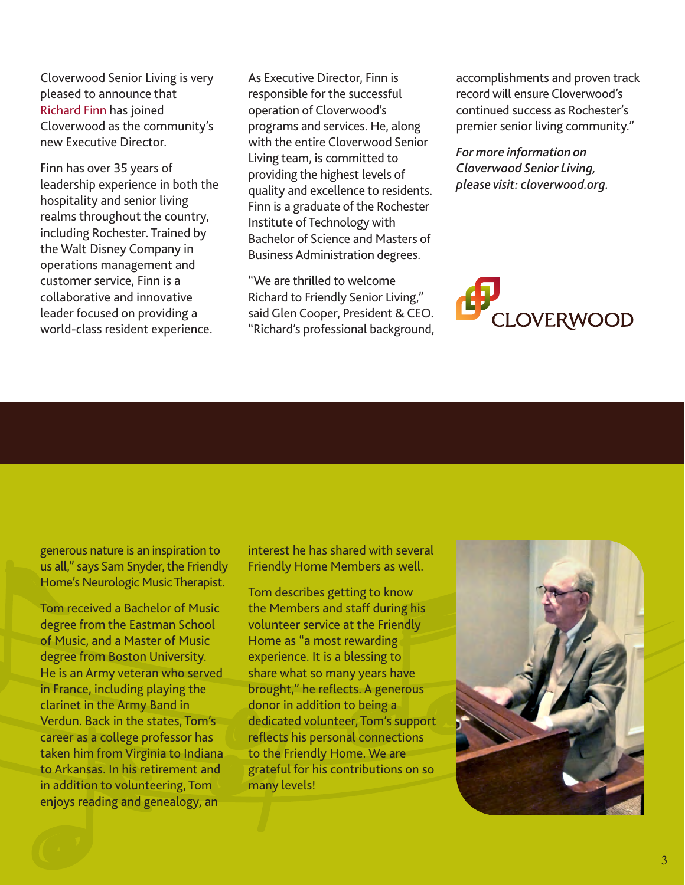Cloverwood Senior Living is very pleased to announce that Richard Finn has joined Cloverwood as the community's new Executive Director.

Finn has over 35 years of leadership experience in both the hospitality and senior living realms throughout the country, including Rochester. Trained by the Walt Disney Company in operations management and customer service, Finn is a collaborative and innovative leader focused on providing a world-class resident experience.

As Executive Director, Finn is responsible for the successful operation of Cloverwood's programs and services. He, along with the entire Cloverwood Senior Living team, is committed to providing the highest levels of quality and excellence to residents. Finn is a graduate of the Rochester Institute of Technology with Bachelor of Science and Masters of Business Administration degrees.

"We are thrilled to welcome Richard to Friendly Senior Living," said Glen Cooper, President & CEO. "Richard's professional background, accomplishments and proven track record will ensure Cloverwood's continued success as Rochester's premier senior living community."

*For more information on Cloverwood Senior Living, please visit: cloverwood.org.*

CLOVERWOOD

generous nature is an inspiration to us all," says Sam Snyder, the Friendly Home's Neurologic Music Therapist.

Tom received a Bachelor of Music degree from the Eastman School of Music, and a Master of Music degree from Boston University. He is an Army veteran who served in France, including playing the clarinet in the Army Band in Verdun. Back in the states, Tom's career as a college professor has taken him from Virginia to Indiana to Arkansas. In his retirement and in addition to volunteering, Tom enjoys reading and genealogy, an interest he has shared with several Friendly Home Members as well.

Tom describes getting to know the Members and staff during his volunteer service at the Friendly Home as "a most rewarding experience. It is a blessing to share what so many years have brought," he reflects. A generous donor in addition to being a dedicated volunteer, Tom's support reflects his personal connections to the Friendly Home. We are grateful for his contributions on so many levels!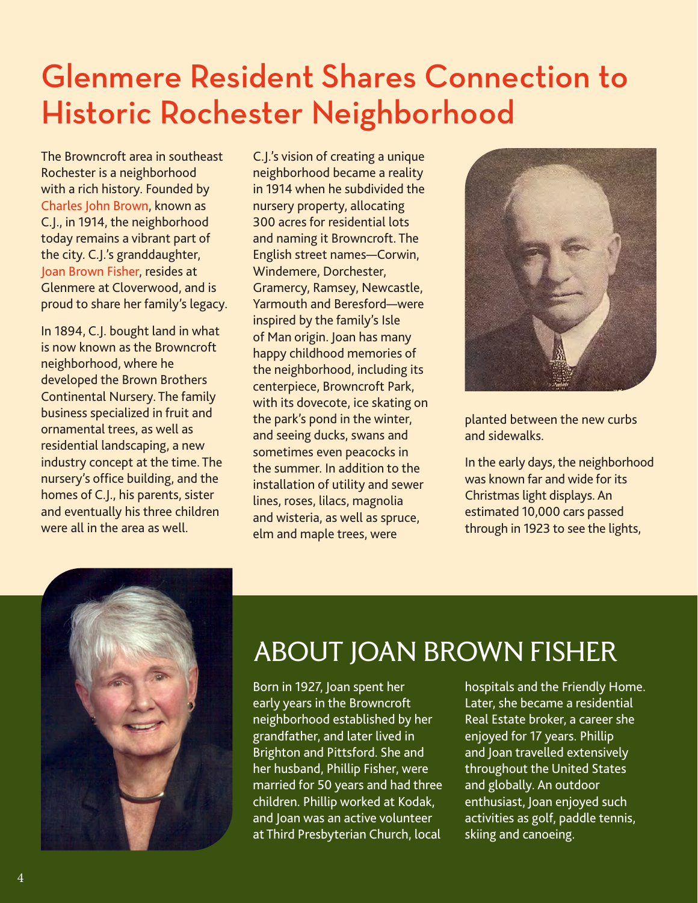# Glenmere Resident Shares Connection to Historic Rochester Neighborhood

The Browncroft area in southeast Rochester is a neighborhood with a rich history. Founded by Charles John Brown, known as C.J., in 1914, the neighborhood today remains a vibrant part of the city. C.J.'s granddaughter, Joan Brown Fisher, resides at Glenmere at Cloverwood, and is proud to share her family's legacy.

In 1894, C.J. bought land in what is now known as the Browncroft neighborhood, where he developed the Brown Brothers Continental Nursery. The family business specialized in fruit and ornamental trees, as well as residential landscaping, a new industry concept at the time. The nursery's office building, and the homes of C.J., his parents, sister and eventually his three children were all in the area as well.

C.J.'s vision of creating a unique neighborhood became a reality in 1914 when he subdivided the nursery property, allocating 300 acres for residential lots and naming it Browncroft. The English street names—Corwin, Windemere, Dorchester, Gramercy, Ramsey, Newcastle, Yarmouth and Beresford—were inspired by the family's Isle of Man origin. Joan has many happy childhood memories of the neighborhood, including its centerpiece, Browncroft Park, with its dovecote, ice skating on the park's pond in the winter, and seeing ducks, swans and sometimes even peacocks in the summer. In addition to the installation of utility and sewer lines, roses, lilacs, magnolia and wisteria, as well as spruce, elm and maple trees, were planted between the new curbs and sidewalks.

In the early days, the neighborhood was known far and wide for its Christmas light displays. An estimated 10,000 cars passed through in 1923 to see the lights,

## ABOUT JOAN BROWN FISHER

Born in 1927, Joan spent her early years in the Browncroft neighborhood established by her grandfather, and later lived in Brighton and Pittsford. She and her husband, Phillip Fisher, were married for 50 years and had three children. Phillip worked at Kodak, and Joan was an active volunteer at Third Presbyterian Church, local hospitals and the Friendly Home. Later, she became a residential Real Estate broker, a career she enjoyed for 17 years. Phillip and Joan travelled extensively throughout the United States and globally. An outdoor enthusiast, Joan enjoyed such activities as golf, paddle tennis, skiing and canoeing.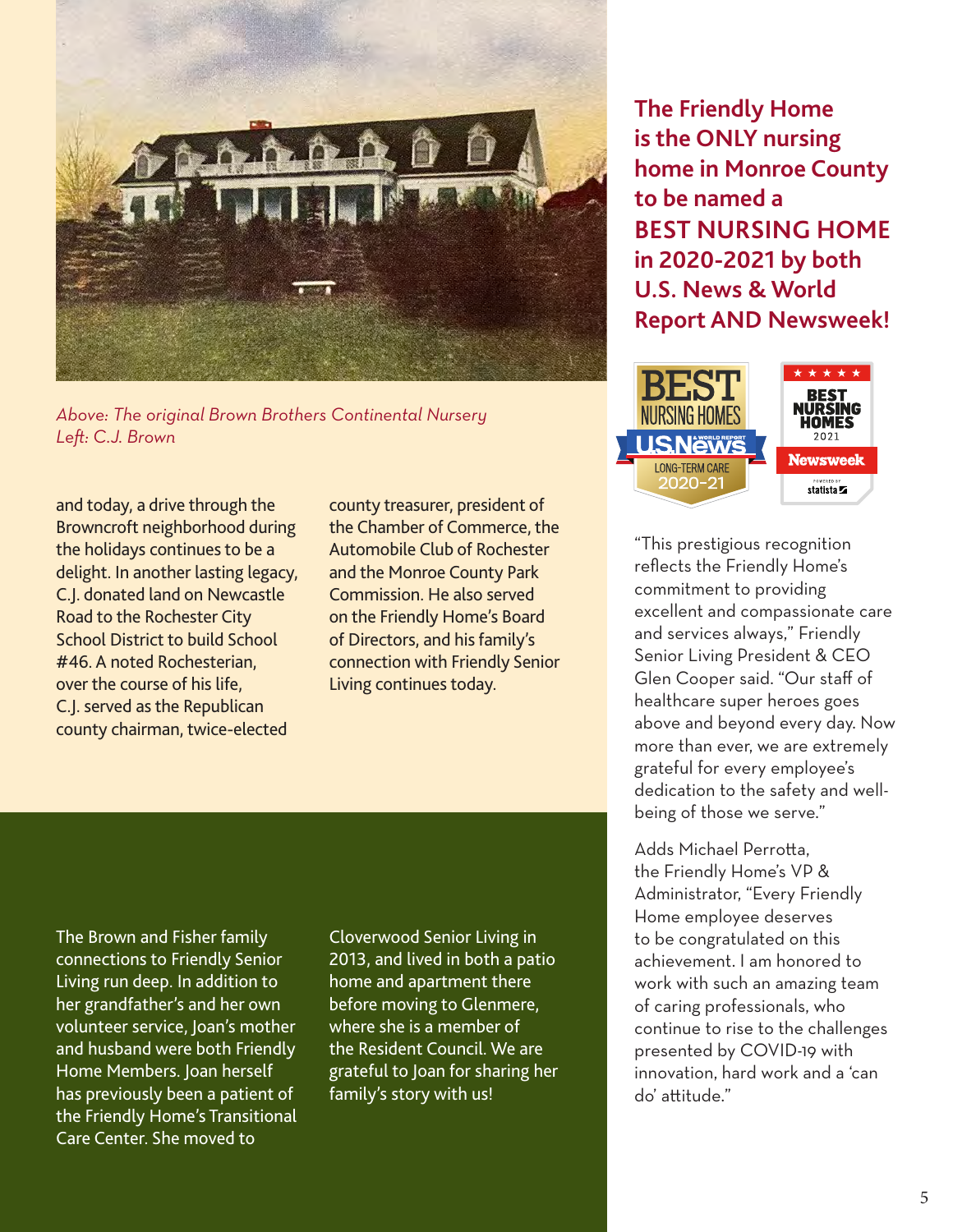*Above: The original Brown Brothers Continental Nursery*
*Left: C.J. Brown*

and today, a drive through the Browncroft neighborhood during the holidays continues to be a delight. In another lasting legacy, C.J. donated land on Newcastle Road to the Rochester City School District to build School #46. A noted Rochesterian, over the course of his life, C.J. served as the Republican county chairman, twice-elected county treasurer, president of the Chamber of Commerce, the Automobile Club of Rochester and the Monroe County Park Commission. He also served on the Friendly Home's Board of Directors, and his family's connection with Friendly Senior Living continues today.

The Brown and Fisher family connections to Friendly Senior Living run deep. In addition to her grandfather's and her own volunteer service, Joan's mother and husband were both Friendly Home Members. Joan herself has previously been a patient of the Friendly Home's Transitional Care Center. She moved to Cloverwood Senior Living in 2013, and lived in both a patio home and apartment there before moving to Glenmere, where she is a member of the Resident Council. We are grateful to Joan for sharing her family's story with us!

## The Friendly Home is the ONLY nursing home in Monroe County to be named a BEST NURSING HOME in 2020-2021 by both U.S. News & World Report AND Newsweek!

BEST NURSING HOMES
US News & World Report
LONG-TERM CARE
2020-21

BEST NURSING HOMES 2021
Newsweek
powered by statista

"This prestigious recognition reflects the Friendly Home's commitment to providing excellent and compassionate care and services always," Friendly Senior Living President & CEO Glen Cooper said. "Our staff of healthcare super heroes goes above and beyond every day. Now more than ever, we are extremely grateful for every employee's dedication to the safety and well-being of those we serve."

Adds Michael Perrotta, the Friendly Home's VP & Administrator, "Every Friendly Home employee deserves to be congratulated on this achievement. I am honored to work with such an amazing team of caring professionals, who continue to rise to the challenges presented by COVID-19 with innovation, hard work and a 'can do' attitude."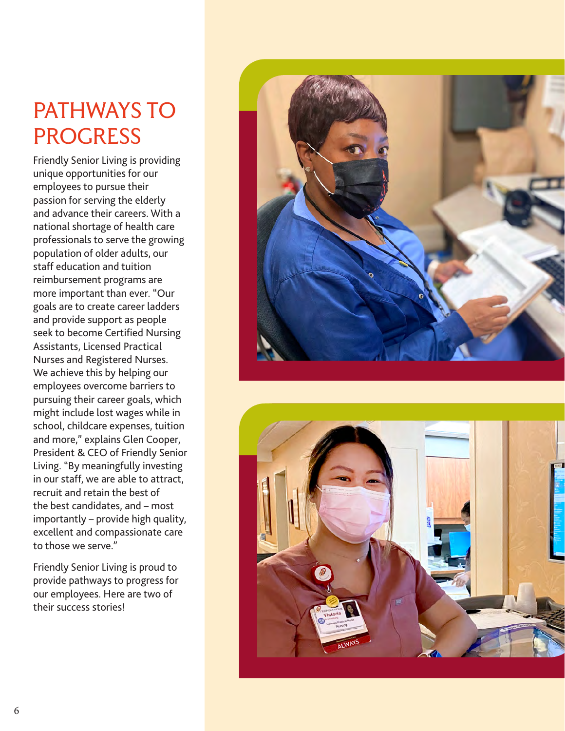# PATHWAYS TO PROGRESS

Friendly Senior Living is providing unique opportunities for our employees to pursue their passion for serving the elderly and advance their careers. With a national shortage of health care professionals to serve the growing population of older adults, our staff education and tuition reimbursement programs are more important than ever. "Our goals are to create career ladders and provide support as people seek to become Certified Nursing Assistants, Licensed Practical Nurses and Registered Nurses. We achieve this by helping our employees overcome barriers to pursuing their career goals, which might include lost wages while in school, childcare expenses, tuition and more," explains Glen Cooper, President & CEO of Friendly Senior Living. "By meaningfully investing in our staff, we are able to attract, recruit and retain the best of the best candidates, and – most importantly – provide high quality, excellent and compassionate care to those we serve."

Friendly Senior Living is proud to provide pathways to progress for our employees. Here are two of their success stories!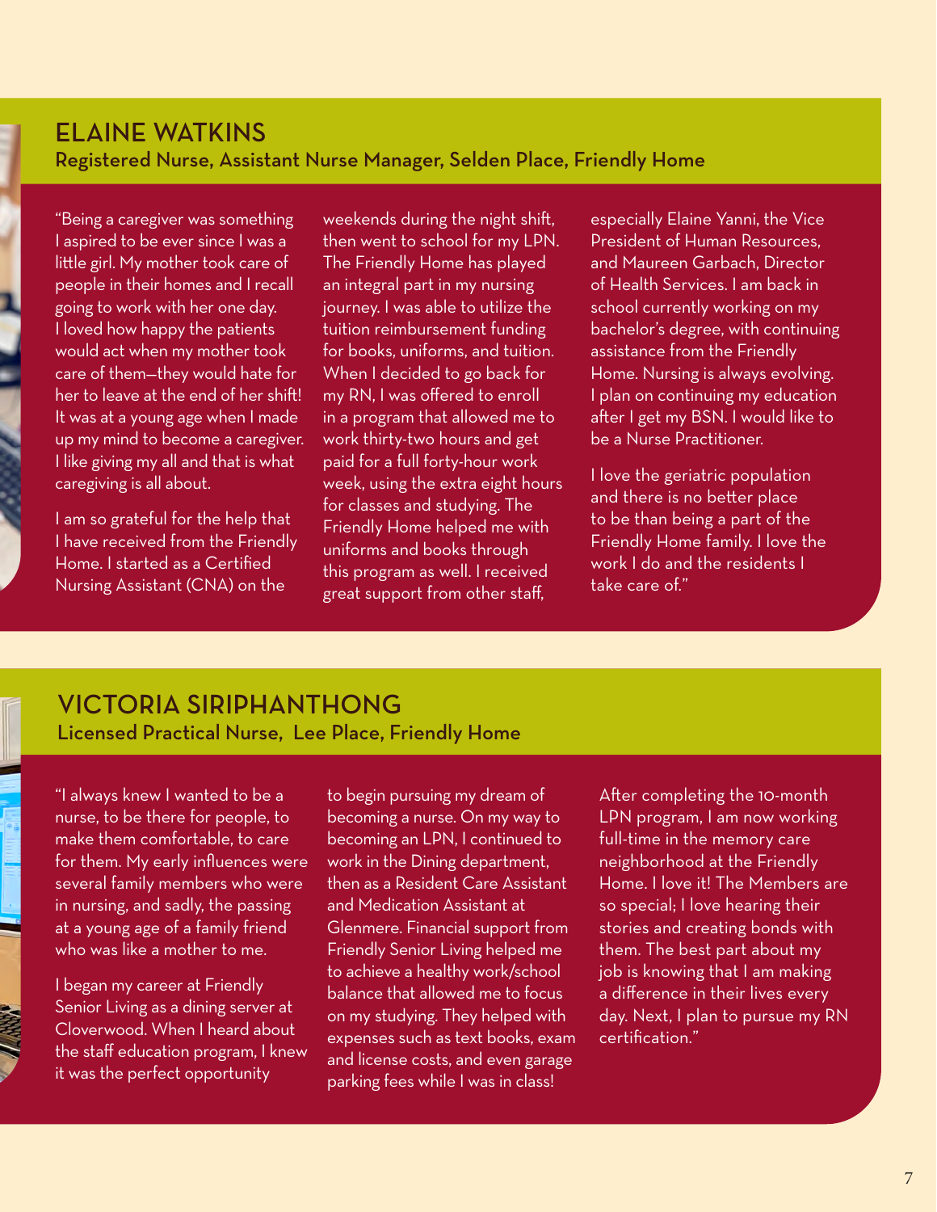## ELAINE WATKINS

### Registered Nurse, Assistant Nurse Manager, Selden Place, Friendly Home

"Being a caregiver was something I aspired to be ever since I was a little girl. My mother took care of people in their homes and I recall going to work with her one day. I loved how happy the patients would act when my mother took care of them—they would hate for her to leave at the end of her shift! It was at a young age when I made up my mind to become a caregiver. I like giving my all and that is what caregiving is all about.

I am so grateful for the help that I have received from the Friendly Home. I started as a Certified Nursing Assistant (CNA) on the weekends during the night shift, then went to school for my LPN. The Friendly Home has played an integral part in my nursing journey. I was able to utilize the tuition reimbursement funding for books, uniforms, and tuition. When I decided to go back for my RN, I was offered to enroll in a program that allowed me to work thirty-two hours and get paid for a full forty-hour work week, using the extra eight hours for classes and studying. The Friendly Home helped me with uniforms and books through this program as well. I received great support from other staff, especially Elaine Yanni, the Vice President of Human Resources, and Maureen Garbach, Director of Health Services. I am back in school currently working on my bachelor's degree, with continuing assistance from the Friendly Home. Nursing is always evolving. I plan on continuing my education after I get my BSN. I would like to be a Nurse Practitioner.

I love the geriatric population and there is no better place to be than being a part of the Friendly Home family. I love the work I do and the residents I take care of."

## VICTORIA SIRIPHANTHONG

### Licensed Practical Nurse, Lee Place, Friendly Home

"I always knew I wanted to be a nurse, to be there for people, to make them comfortable, to care for them. My early influences were several family members who were in nursing, and sadly, the passing at a young age of a family friend who was like a mother to me.

I began my career at Friendly Senior Living as a dining server at Cloverwood. When I heard about the staff education program, I knew it was the perfect opportunity to begin pursuing my dream of becoming a nurse. On my way to becoming an LPN, I continued to work in the Dining department, then as a Resident Care Assistant and Medication Assistant at Glenmere. Financial support from Friendly Senior Living helped me to achieve a healthy work/school balance that allowed me to focus on my studying. They helped with expenses such as text books, exam and license costs, and even garage parking fees while I was in class!

After completing the 10-month LPN program, I am now working full-time in the memory care neighborhood at the Friendly Home. I love it! The Members are so special; I love hearing their stories and creating bonds with them. The best part about my job is knowing that I am making a difference in their lives every day. Next, I plan to pursue my RN certification."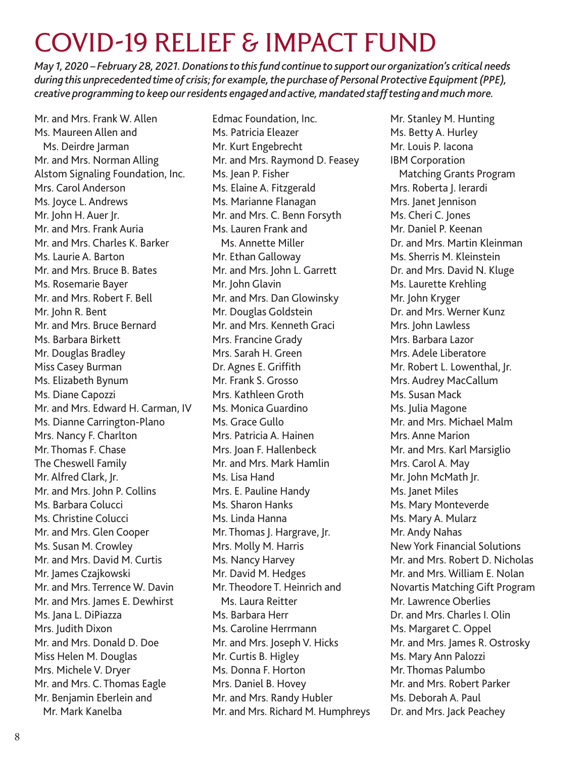# COVID-19 RELIEF & IMPACT FUND

*May 1, 2020 – February 28, 2021. Donations to this fund continue to support our organization's critical needs during this unprecedented time of crisis; for example, the purchase of Personal Protective Equipment (PPE), creative programming to keep our residents engaged and active, mandated staff testing and much more.*

Mr. and Mrs. Frank W. Allen
Ms. Maureen Allen and Ms. Deirdre Jarman
Mr. and Mrs. Norman Alling
Alstom Signaling Foundation, Inc.
Mrs. Carol Anderson
Ms. Joyce L. Andrews
Mr. John H. Auer Jr.
Mr. and Mrs. Frank Auria
Mr. and Mrs. Charles K. Barker
Ms. Laurie A. Barton
Mr. and Mrs. Bruce B. Bates
Ms. Rosemarie Bayer
Mr. and Mrs. Robert F. Bell
Mr. John R. Bent
Mr. and Mrs. Bruce Bernard
Ms. Barbara Birkett
Mr. Douglas Bradley
Miss Casey Burman
Ms. Elizabeth Bynum
Ms. Diane Capozzi
Mr. and Mrs. Edward H. Carman, IV
Ms. Dianne Carrington-Plano
Mrs. Nancy F. Charlton
Mr. Thomas F. Chase
The Cheswell Family
Mr. Alfred Clark, Jr.
Mr. and Mrs. John P. Collins
Ms. Barbara Colucci
Ms. Christine Colucci
Mr. and Mrs. Glen Cooper
Ms. Susan M. Crowley
Mr. and Mrs. David M. Curtis
Mr. James Czajkowski
Mr. and Mrs. Terrence W. Davin
Mr. and Mrs. James E. Dewhirst
Ms. Jana L. DiPiazza
Mrs. Judith Dixon
Mr. and Mrs. Donald D. Doe
Miss Helen M. Douglas
Mrs. Michele V. Dryer
Mr. and Mrs. C. Thomas Eagle
Mr. Benjamin Eberlein and Mr. Mark Kanelba
Edmac Foundation, Inc.
Ms. Patricia Eleazer
Mr. Kurt Engebrecht
Mr. and Mrs. Raymond D. Feasey
Ms. Jean P. Fisher
Ms. Elaine A. Fitzgerald
Ms. Marianne Flanagan
Mr. and Mrs. C. Benn Forsyth
Ms. Lauren Frank and Ms. Annette Miller
Mr. Ethan Galloway
Mr. and Mrs. John L. Garrett
Mr. John Glavin
Mr. and Mrs. Dan Glowinsky
Mr. Douglas Goldstein
Mr. and Mrs. Kenneth Graci
Mrs. Francine Grady
Mrs. Sarah H. Green
Dr. Agnes E. Griffith
Mr. Frank S. Grosso
Mrs. Kathleen Groth
Ms. Monica Guardino
Ms. Grace Gullo
Mrs. Patricia A. Hainen
Mrs. Joan F. Hallenbeck
Mr. and Mrs. Mark Hamlin
Ms. Lisa Hand
Mrs. E. Pauline Handy
Ms. Sharon Hanks
Ms. Linda Hanna
Mr. Thomas J. Hargrave, Jr.
Mrs. Molly M. Harris
Ms. Nancy Harvey
Mr. David M. Hedges
Mr. Theodore T. Heinrich and Ms. Laura Reitter
Ms. Barbara Herr
Ms. Caroline Herrmann
Mr. and Mrs. Joseph V. Hicks
Mr. Curtis B. Higley
Ms. Donna F. Horton
Mrs. Daniel B. Hovey
Mr. and Mrs. Randy Hubler
Mr. and Mrs. Richard M. Humphreys
Mr. Stanley M. Hunting
Ms. Betty A. Hurley
Mr. Louis P. Iacona
IBM Corporation Matching Grants Program
Mrs. Roberta J. Ierardi
Mrs. Janet Jennison
Ms. Cheri C. Jones
Mr. Daniel P. Keenan
Dr. and Mrs. Martin Kleinman
Ms. Sherris M. Kleinstein
Dr. and Mrs. David N. Kluge
Ms. Laurette Krehling
Mr. John Kryger
Dr. and Mrs. Werner Kunz
Mrs. John Lawless
Mrs. Barbara Lazor
Mrs. Adele Liberatore
Mr. Robert L. Lowenthal, Jr.
Mrs. Audrey MacCallum
Ms. Susan Mack
Ms. Julia Magone
Mr. and Mrs. Michael Malm
Mrs. Anne Marion
Mr. and Mrs. Karl Marsiglio
Mrs. Carol A. May
Mr. John McMath Jr.
Ms. Janet Miles
Ms. Mary Monteverde
Ms. Mary A. Mularz
Mr. Andy Nahas
New York Financial Solutions
Mr. and Mrs. Robert D. Nicholas
Mr. and Mrs. William E. Nolan
Novartis Matching Gift Program
Mr. Lawrence Oberlies
Dr. and Mrs. Charles I. Olin
Ms. Margaret C. Oppel
Mr. and Mrs. James R. Ostrosky
Ms. Mary Ann Palozzi
Mr. Thomas Palumbo
Mr. and Mrs. Robert Parker
Ms. Deborah A. Paul
Dr. and Mrs. Jack Peachey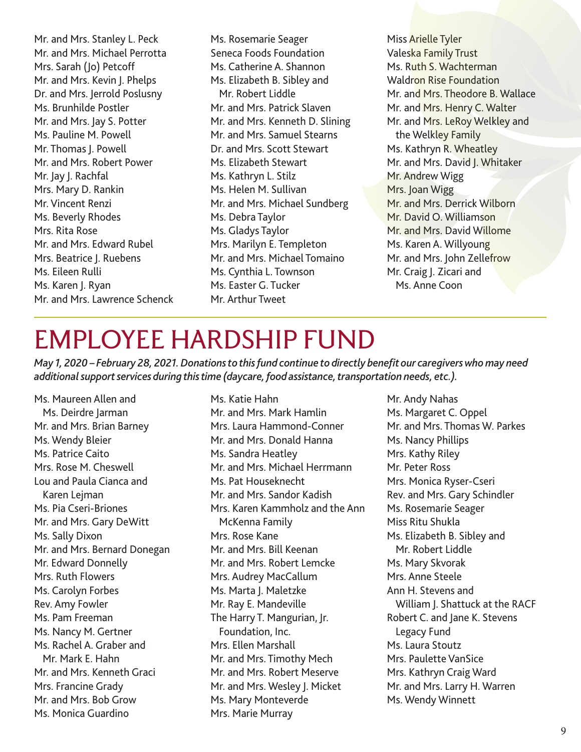Mr. and Mrs. Stanley L. Peck
Mr. and Mrs. Michael Perrotta
Mrs. Sarah (Jo) Petcoff
Mr. and Mrs. Kevin J. Phelps
Dr. and Mrs. Jerrold Poslusny
Ms. Brunhilde Postler
Mr. and Mrs. Jay S. Potter
Ms. Pauline M. Powell
Mr. Thomas J. Powell
Mr. and Mrs. Robert Power
Mr. Jay J. Rachfal
Mrs. Mary D. Rankin
Mr. Vincent Renzi
Ms. Beverly Rhodes
Mrs. Rita Rose
Mr. and Mrs. Edward Rubel
Mrs. Beatrice J. Ruebens
Ms. Eileen Rulli
Ms. Karen J. Ryan
Mr. and Mrs. Lawrence Schenck
Ms. Rosemarie Seager
Seneca Foods Foundation
Ms. Catherine A. Shannon
Ms. Elizabeth B. Sibley and
Mr. Robert Liddle
Mr. and Mrs. Patrick Slaven
Mr. and Mrs. Kenneth D. Slining
Mr. and Mrs. Samuel Stearns
Dr. and Mrs. Scott Stewart
Ms. Elizabeth Stewart
Ms. Kathryn L. Stilz
Ms. Helen M. Sullivan
Mr. and Mrs. Michael Sundberg
Ms. Debra Taylor
Ms. Gladys Taylor
Mrs. Marilyn E. Templeton
Mr. and Mrs. Michael Tomaino
Ms. Cynthia L. Townson
Ms. Easter G. Tucker
Mr. Arthur Tweet
Miss Arielle Tyler
Valeska Family Trust
Ms. Ruth S. Wachterman
Waldron Rise Foundation
Mr. and Mrs. Theodore B. Wallace
Mr. and Mrs. Henry C. Walter
Mr. and Mrs. LeRoy Welkley and
the Welkley Family
Ms. Kathryn R. Wheatley
Mr. and Mrs. David J. Whitaker
Mr. Andrew Wigg
Mrs. Joan Wigg
Mr. and Mrs. Derrick Wilborn
Mr. David O. Williamson
Mr. and Mrs. David Willome
Ms. Karen A. Willyoung
Mr. and Mrs. John Zellefrow
Mr. Craig J. Zicari and
Ms. Anne Coon

# EMPLOYEE HARDSHIP FUND

***May 1, 2020 – February 28, 2021. Donations to this fund continue to directly benefit our caregivers who may need additional support services during this time (daycare, food assistance, transportation needs, etc.).***

Ms. Maureen Allen and
Ms. Deirdre Jarman
Mr. and Mrs. Brian Barney
Ms. Wendy Bleier
Ms. Patrice Caito
Mrs. Rose M. Cheswell
Lou and Paula Cianca and
Karen Lejman
Ms. Pia Cseri-Briones
Mr. and Mrs. Gary DeWitt
Ms. Sally Dixon
Mr. and Mrs. Bernard Donegan
Mr. Edward Donnelly
Mrs. Ruth Flowers
Ms. Carolyn Forbes
Rev. Amy Fowler
Ms. Pam Freeman
Ms. Nancy M. Gertner
Ms. Rachel A. Graber and
Mr. Mark E. Hahn
Mr. and Mrs. Kenneth Graci
Mrs. Francine Grady
Mr. and Mrs. Bob Grow
Ms. Monica Guardino
Ms. Katie Hahn
Mr. and Mrs. Mark Hamlin
Mrs. Laura Hammond-Conner
Mr. and Mrs. Donald Hanna
Ms. Sandra Heatley
Mr. and Mrs. Michael Herrmann
Ms. Pat Houseknecht
Mr. and Mrs. Sandor Kadish
Mrs. Karen Kammholz and the Ann
McKenna Family
Mrs. Rose Kane
Mr. and Mrs. Bill Keenan
Mr. and Mrs. Robert Lemcke
Mrs. Audrey MacCallum
Ms. Marta J. Maletzke
Mr. Ray E. Mandeville
The Harry T. Mangurian, Jr.
Foundation, Inc.
Mrs. Ellen Marshall
Mr. and Mrs. Timothy Mech
Mr. and Mrs. Robert Meserve
Mr. and Mrs. Wesley J. Micket
Ms. Mary Monteverde
Mrs. Marie Murray
Mr. Andy Nahas
Ms. Margaret C. Oppel
Mr. and Mrs. Thomas W. Parkes
Ms. Nancy Phillips
Mrs. Kathy Riley
Mr. Peter Ross
Mrs. Monica Ryser-Cseri
Rev. and Mrs. Gary Schindler
Ms. Rosemarie Seager
Miss Ritu Shukla
Ms. Elizabeth B. Sibley and
Mr. Robert Liddle
Ms. Mary Skvorak
Mrs. Anne Steele
Ann H. Stevens and
William J. Shattuck at the RACF
Robert C. and Jane K. Stevens
Legacy Fund
Ms. Laura Stoutz
Mrs. Paulette VanSice
Mrs. Kathryn Craig Ward
Mr. and Mrs. Larry H. Warren
Ms. Wendy Winnett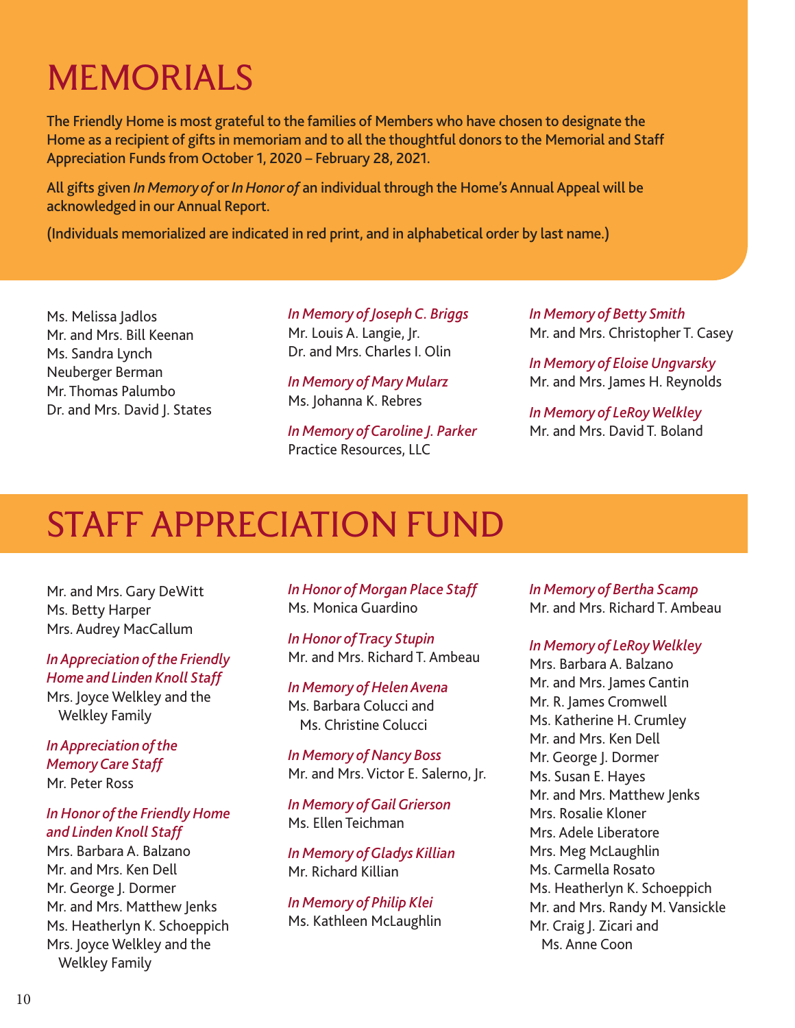# MEMORIALS

**The Friendly Home is most grateful to the families of Members who have chosen to designate the Home as a recipient of gifts in memoriam and to all the thoughtful donors to the Memorial and Staff Appreciation Funds from October 1, 2020 – February 28, 2021.**

**All gifts given *In Memory of* or *In Honor of* an individual through the Home's Annual Appeal will be acknowledged in our Annual Report.**

**(Individuals memorialized are indicated in red print, and in alphabetical order by last name.)**

Ms. Melissa Jadlos
Mr. and Mrs. Bill Keenan
Ms. Sandra Lynch
Neuberger Berman
Mr. Thomas Palumbo
Dr. and Mrs. David J. States

*In Memory of Joseph C. Briggs*
Mr. Louis A. Langie, Jr.
Dr. and Mrs. Charles I. Olin

*In Memory of Mary Mularz*
Ms. Johanna K. Rebres

*In Memory of Caroline J. Parker*
Practice Resources, LLC

*In Memory of Betty Smith*
Mr. and Mrs. Christopher T. Casey

*In Memory of Eloise Ungvarsky*
Mr. and Mrs. James H. Reynolds

*In Memory of LeRoy Welkley*
Mr. and Mrs. David T. Boland

# STAFF APPRECIATION FUND

Mr. and Mrs. Gary DeWitt
Ms. Betty Harper
Mrs. Audrey MacCallum

*In Appreciation of the Friendly Home and Linden Knoll Staff*
Mrs. Joyce Welkley and the Welkley Family

*In Appreciation of the Memory Care Staff*
Mr. Peter Ross

*In Honor of the Friendly Home and Linden Knoll Staff*
Mrs. Barbara A. Balzano
Mr. and Mrs. Ken Dell
Mr. George J. Dormer
Mr. and Mrs. Matthew Jenks
Ms. Heatherlyn K. Schoeppich
Mrs. Joyce Welkley and the Welkley Family

*In Honor of Morgan Place Staff*
Ms. Monica Guardino

*In Honor of Tracy Stupin*
Mr. and Mrs. Richard T. Ambeau

*In Memory of Helen Avena*
Ms. Barbara Colucci and Ms. Christine Colucci

*In Memory of Nancy Boss*
Mr. and Mrs. Victor E. Salerno, Jr.

*In Memory of Gail Grierson*
Ms. Ellen Teichman

*In Memory of Gladys Killian*
Mr. Richard Killian

*In Memory of Philip Klei*
Ms. Kathleen McLaughlin

*In Memory of Bertha Scamp*
Mr. and Mrs. Richard T. Ambeau

*In Memory of LeRoy Welkley*
Mrs. Barbara A. Balzano
Mr. and Mrs. James Cantin
Mr. R. James Cromwell
Ms. Katherine H. Crumley
Mr. and Mrs. Ken Dell
Mr. George J. Dormer
Ms. Susan E. Hayes
Mr. and Mrs. Matthew Jenks
Mrs. Rosalie Kloner
Mrs. Adele Liberatore
Mrs. Meg McLaughlin
Ms. Carmella Rosato
Ms. Heatherlyn K. Schoeppich
Mr. and Mrs. Randy M. Vansickle
Mr. Craig J. Zicari and Ms. Anne Coon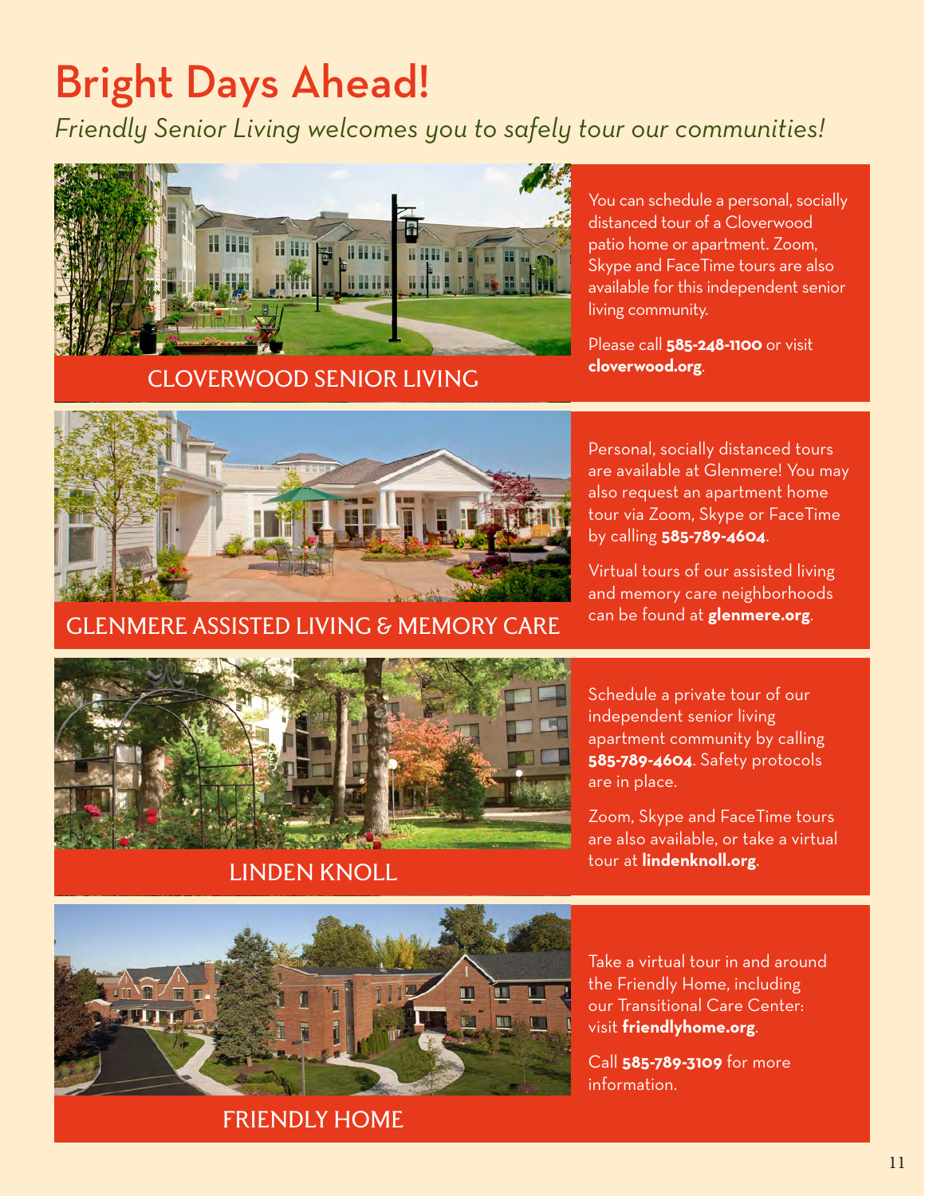# Bright Days Ahead!

*Friendly Senior Living welcomes you to safely tour our communities!*

## CLOVERWOOD SENIOR LIVING

You can schedule a personal, socially distanced tour of a Cloverwood patio home or apartment. Zoom, Skype and FaceTime tours are also available for this independent senior living community.

Please call **585-248-1100** or visit **cloverwood.org**.

## GLENMERE ASSISTED LIVING & MEMORY CARE

Personal, socially distanced tours are available at Glenmere! You may also request an apartment home tour via Zoom, Skype or FaceTime by calling **585-789-4604**.

Virtual tours of our assisted living and memory care neighborhoods can be found at **glenmere.org**.

## LINDEN KNOLL

Schedule a private tour of our independent senior living apartment community by calling **585-789-4604**. Safety protocols are in place.

Zoom, Skype and FaceTime tours are also available, or take a virtual tour at **lindenknoll.org**.

## FRIENDLY HOME

Take a virtual tour in and around the Friendly Home, including our Transitional Care Center: visit **friendlyhome.org**.

Call **585-789-3109** for more information.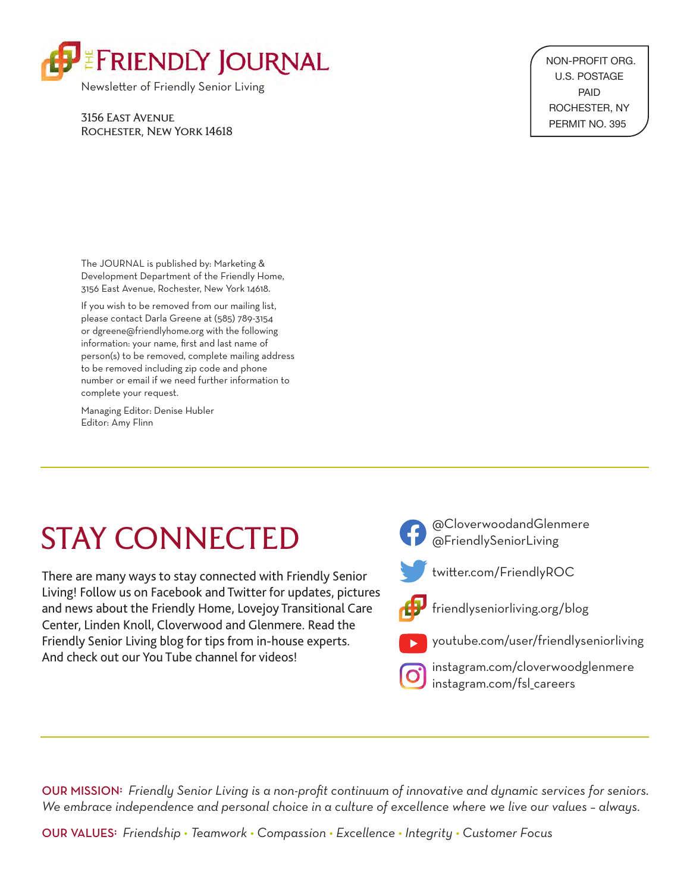# THE FRIENDLY JOURNAL

Newsletter of Friendly Senior Living

3156 East Avenue
Rochester, New York 14618

NON-PROFIT ORG.
U.S. POSTAGE
PAID
ROCHESTER, NY
PERMIT NO. 395

The JOURNAL is published by: Marketing & Development Department of the Friendly Home, 3156 East Avenue, Rochester, New York 14618.

If you wish to be removed from our mailing list, please contact Darla Greene at (585) 789-3154 or dgreene@friendlyhome.org with the following information: your name, first and last name of person(s) to be removed, complete mailing address to be removed including zip code and phone number or email if we need further information to complete your request.

Managing Editor: Denise Hubler
Editor: Amy Flinn

## STAY CONNECTED

There are many ways to stay connected with Friendly Senior Living! Follow us on Facebook and Twitter for updates, pictures and news about the Friendly Home, Lovejoy Transitional Care Center, Linden Knoll, Cloverwood and Glenmere. Read the Friendly Senior Living blog for tips from in-house experts. And check out our You Tube channel for videos!

@CloverwoodandGlenmere
@FriendlySeniorLiving

twitter.com/FriendlyROC

friendlyseniorliving.org/blog

youtube.com/user/friendlyseniorliving

instagram.com/cloverwoodglenmere
instagram.com/fsl_careers

**OUR MISSION:** *Friendly Senior Living is a non-profit continuum of innovative and dynamic services for seniors. We embrace independence and personal choice in a culture of excellence where we live our values – always.*

**OUR VALUES:** *Friendship • Teamwork • Compassion • Excellence • Integrity • Customer Focus*